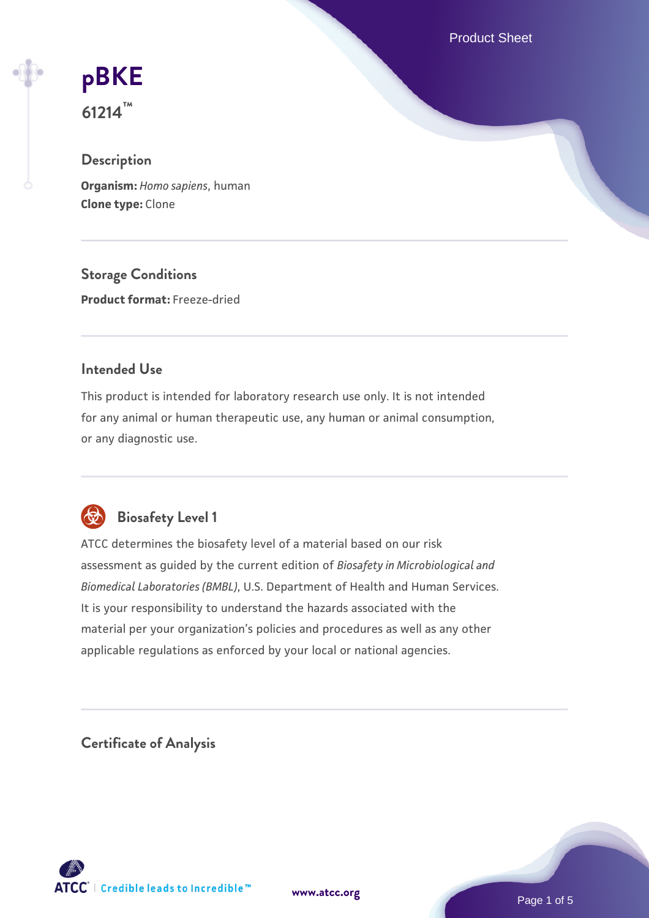# pBKE

**61214™**

## Description

**Organism:** *Homo sapiens*, human
**Clone type:** Clone

## Storage Conditions

**Product format:** Freeze-dried

## Intended Use

This product is intended for laboratory research use only. It is not intended for any animal or human therapeutic use, any human or animal consumption, or any diagnostic use.

## Biosafety Level 1

ATCC determines the biosafety level of a material based on our risk assessment as guided by the current edition of *Biosafety in Microbiological and Biomedical Laboratories (BMBL)*, U.S. Department of Health and Human Services. It is your responsibility to understand the hazards associated with the material per your organization's policies and procedures as well as any other applicable regulations as enforced by your local or national agencies.

## Certificate of Analysis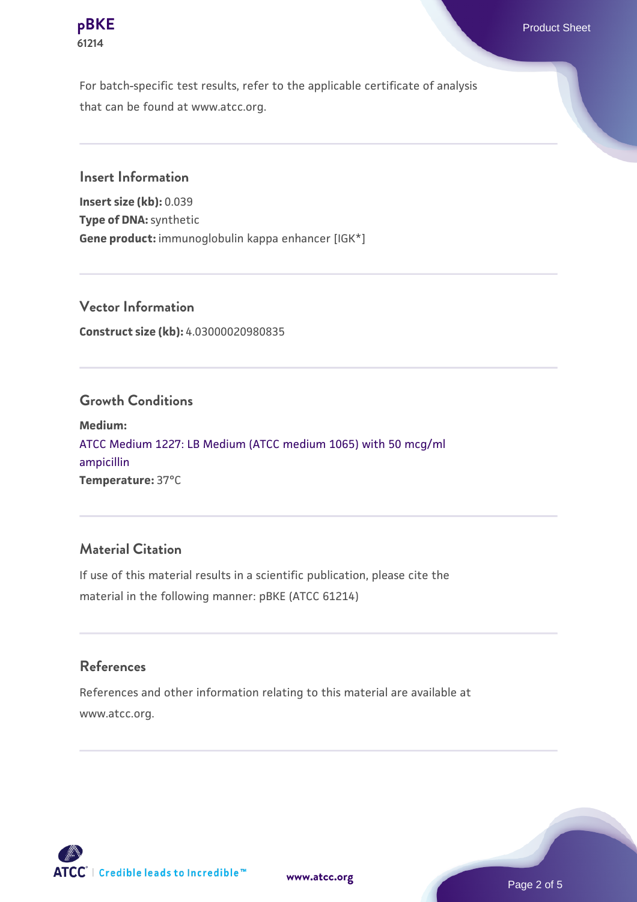For batch-specific test results, refer to the applicable certificate of analysis that can be found at www.atcc.org.

## Insert Information

**Insert size (kb):** 0.039
**Type of DNA:** synthetic
**Gene product:** immunoglobulin kappa enhancer [IGK*]

## Vector Information

**Construct size (kb):** 4.03000020980835

## Growth Conditions

**Medium:**
ATCC Medium 1227: LB Medium (ATCC medium 1065) with 50 mcg/ml ampicillin
**Temperature:** 37°C

## Material Citation

If use of this material results in a scientific publication, please cite the material in the following manner: pBKE (ATCC 61214)

## References

References and other information relating to this material are available at www.atcc.org.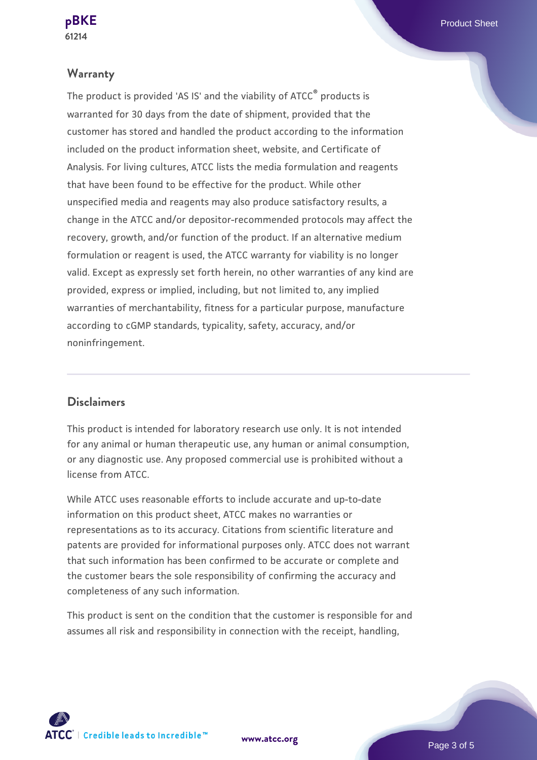## Warranty

The product is provided 'AS IS' and the viability of ATCC® products is warranted for 30 days from the date of shipment, provided that the customer has stored and handled the product according to the information included on the product information sheet, website, and Certificate of Analysis. For living cultures, ATCC lists the media formulation and reagents that have been found to be effective for the product. While other unspecified media and reagents may also produce satisfactory results, a change in the ATCC and/or depositor-recommended protocols may affect the recovery, growth, and/or function of the product. If an alternative medium formulation or reagent is used, the ATCC warranty for viability is no longer valid. Except as expressly set forth herein, no other warranties of any kind are provided, express or implied, including, but not limited to, any implied warranties of merchantability, fitness for a particular purpose, manufacture according to cGMP standards, typicality, safety, accuracy, and/or noninfringement.

## Disclaimers

This product is intended for laboratory research use only. It is not intended for any animal or human therapeutic use, any human or animal consumption, or any diagnostic use. Any proposed commercial use is prohibited without a license from ATCC.

While ATCC uses reasonable efforts to include accurate and up-to-date information on this product sheet, ATCC makes no warranties or representations as to its accuracy. Citations from scientific literature and patents are provided for informational purposes only. ATCC does not warrant that such information has been confirmed to be accurate or complete and the customer bears the sole responsibility of confirming the accuracy and completeness of any such information.

This product is sent on the condition that the customer is responsible for and assumes all risk and responsibility in connection with the receipt, handling,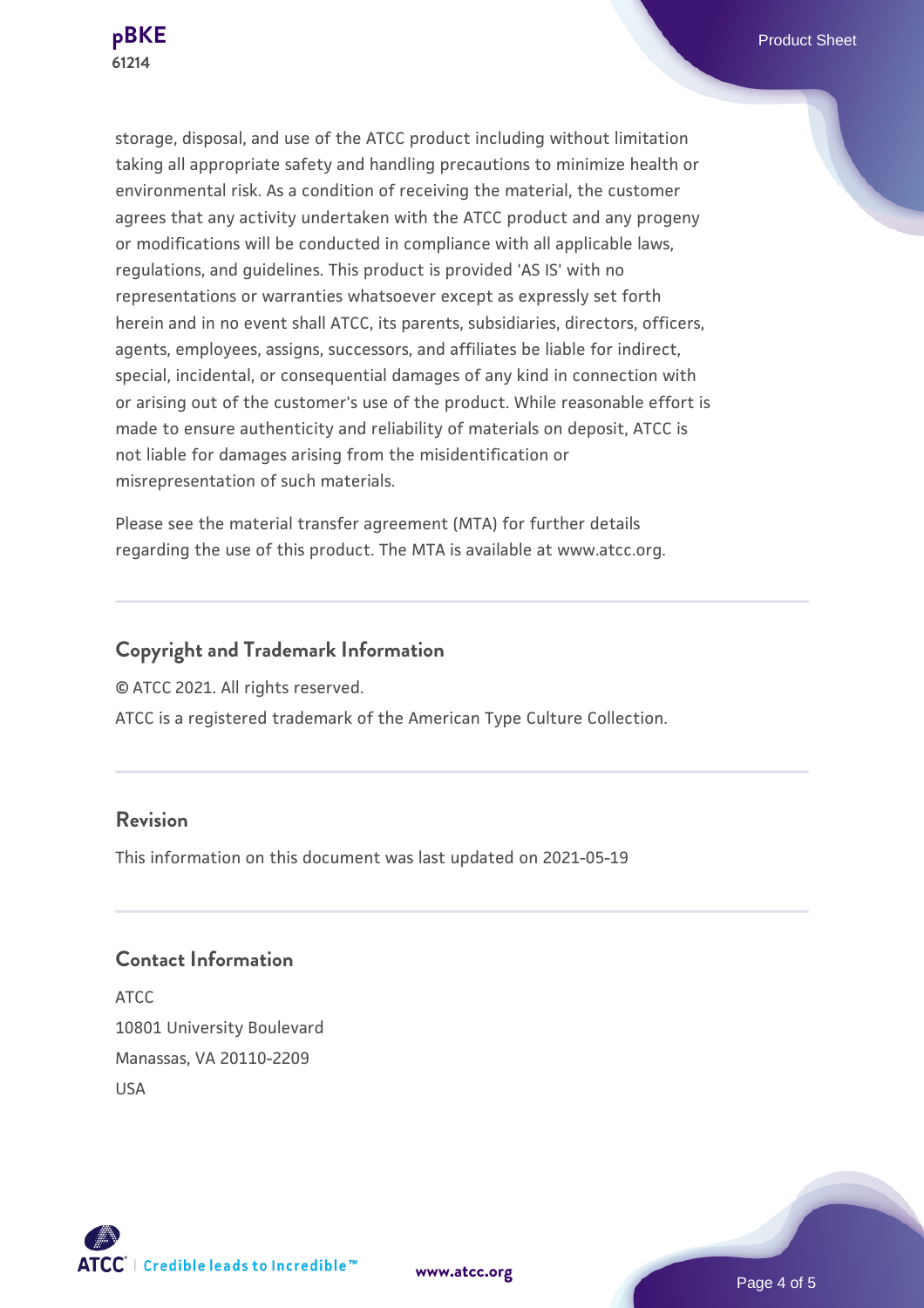storage, disposal, and use of the ATCC product including without limitation taking all appropriate safety and handling precautions to minimize health or environmental risk. As a condition of receiving the material, the customer agrees that any activity undertaken with the ATCC product and any progeny or modifications will be conducted in compliance with all applicable laws, regulations, and guidelines. This product is provided 'AS IS' with no representations or warranties whatsoever except as expressly set forth herein and in no event shall ATCC, its parents, subsidiaries, directors, officers, agents, employees, assigns, successors, and affiliates be liable for indirect, special, incidental, or consequential damages of any kind in connection with or arising out of the customer's use of the product. While reasonable effort is made to ensure authenticity and reliability of materials on deposit, ATCC is not liable for damages arising from the misidentification or misrepresentation of such materials.

Please see the material transfer agreement (MTA) for further details regarding the use of this product. The MTA is available at www.atcc.org.

## Copyright and Trademark Information

© ATCC 2021. All rights reserved.

ATCC is a registered trademark of the American Type Culture Collection.

## Revision

This information on this document was last updated on 2021-05-19

## Contact Information

ATCC
10801 University Boulevard
Manassas, VA 20110-2209
USA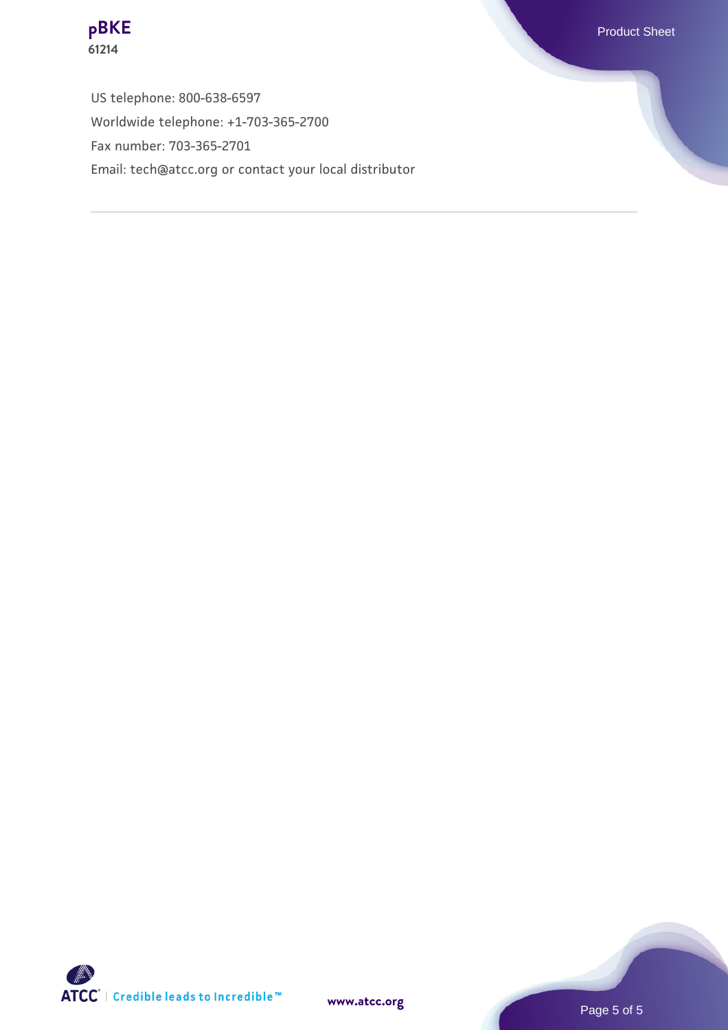US telephone: 800-638-6597

Worldwide telephone: +1-703-365-2700

Fax number: 703-365-2701

Email: tech@atcc.org or contact your local distributor